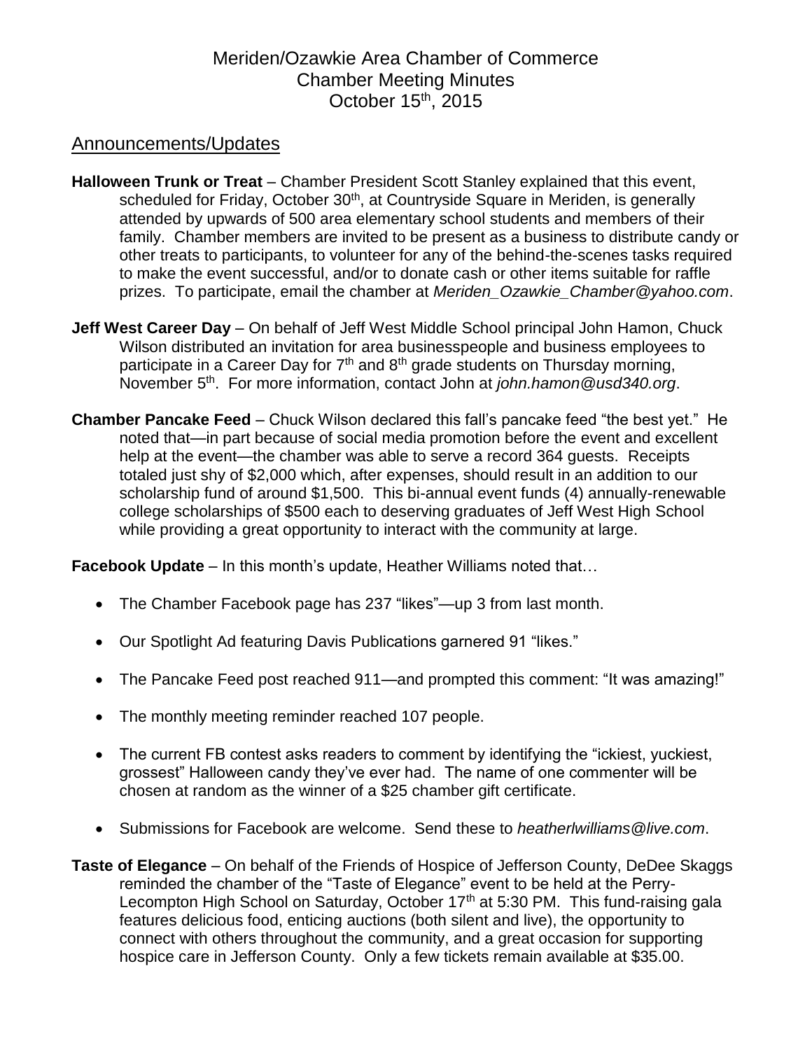# Meriden/Ozawkie Area Chamber of Commerce
## Chamber Meeting Minutes
## October 15th, 2015

## Announcements/Updates

**Halloween Trunk or Treat** – Chamber President Scott Stanley explained that this event, scheduled for Friday, October 30th, at Countryside Square in Meriden, is generally attended by upwards of 500 area elementary school students and members of their family. Chamber members are invited to be present as a business to distribute candy or other treats to participants, to volunteer for any of the behind-the-scenes tasks required to make the event successful, and/or to donate cash or other items suitable for raffle prizes. To participate, email the chamber at *Meriden_Ozawkie_Chamber@yahoo.com*.

**Jeff West Career Day** – On behalf of Jeff West Middle School principal John Hamon, Chuck Wilson distributed an invitation for area businesspeople and business employees to participate in a Career Day for 7th and 8th grade students on Thursday morning, November 5th. For more information, contact John at *john.hamon@usd340.org*.

**Chamber Pancake Feed** – Chuck Wilson declared this fall's pancake feed "the best yet." He noted that—in part because of social media promotion before the event and excellent help at the event—the chamber was able to serve a record 364 guests. Receipts totaled just shy of $2,000 which, after expenses, should result in an addition to our scholarship fund of around $1,500. This bi-annual event funds (4) annually-renewable college scholarships of $500 each to deserving graduates of Jeff West High School while providing a great opportunity to interact with the community at large.

**Facebook Update** – In this month's update, Heather Williams noted that…

- The Chamber Facebook page has 237 "likes"—up 3 from last month.
- Our Spotlight Ad featuring Davis Publications garnered 91 "likes."
- The Pancake Feed post reached 911—and prompted this comment: "It was amazing!"
- The monthly meeting reminder reached 107 people.
- The current FB contest asks readers to comment by identifying the "ickiest, yuckiest, grossest" Halloween candy they've ever had. The name of one commenter will be chosen at random as the winner of a $25 chamber gift certificate.
- Submissions for Facebook are welcome. Send these to *heatherlwilliams@live.com*.

**Taste of Elegance** – On behalf of the Friends of Hospice of Jefferson County, DeDee Skaggs reminded the chamber of the "Taste of Elegance" event to be held at the Perry-Lecompton High School on Saturday, October 17th at 5:30 PM. This fund-raising gala features delicious food, enticing auctions (both silent and live), the opportunity to connect with others throughout the community, and a great occasion for supporting hospice care in Jefferson County. Only a few tickets remain available at $35.00.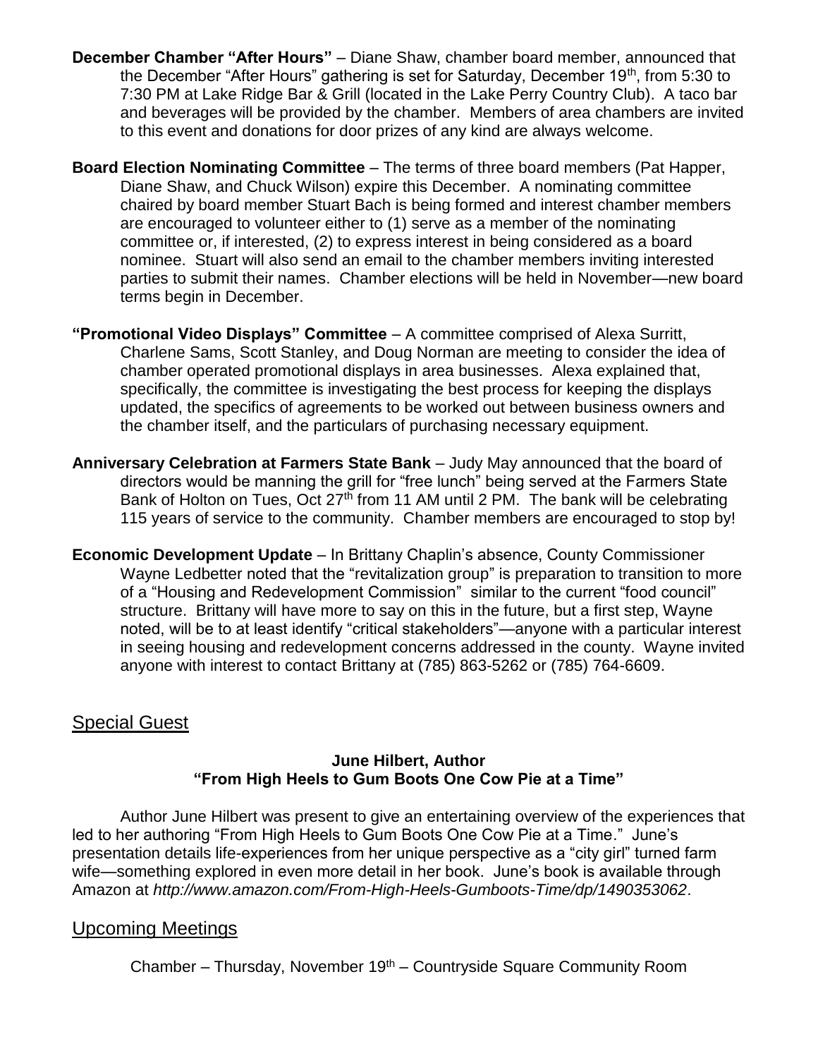**December Chamber "After Hours"** – Diane Shaw, chamber board member, announced that the December "After Hours" gathering is set for Saturday, December 19th, from 5:30 to 7:30 PM at Lake Ridge Bar & Grill (located in the Lake Perry Country Club). A taco bar and beverages will be provided by the chamber. Members of area chambers are invited to this event and donations for door prizes of any kind are always welcome.

**Board Election Nominating Committee** – The terms of three board members (Pat Happer, Diane Shaw, and Chuck Wilson) expire this December. A nominating committee chaired by board member Stuart Bach is being formed and interest chamber members are encouraged to volunteer either to (1) serve as a member of the nominating committee or, if interested, (2) to express interest in being considered as a board nominee. Stuart will also send an email to the chamber members inviting interested parties to submit their names. Chamber elections will be held in November—new board terms begin in December.

**"Promotional Video Displays" Committee** – A committee comprised of Alexa Surritt, Charlene Sams, Scott Stanley, and Doug Norman are meeting to consider the idea of chamber operated promotional displays in area businesses. Alexa explained that, specifically, the committee is investigating the best process for keeping the displays updated, the specifics of agreements to be worked out between business owners and the chamber itself, and the particulars of purchasing necessary equipment.

**Anniversary Celebration at Farmers State Bank** – Judy May announced that the board of directors would be manning the grill for "free lunch" being served at the Farmers State Bank of Holton on Tues, Oct 27th from 11 AM until 2 PM. The bank will be celebrating 115 years of service to the community. Chamber members are encouraged to stop by!

**Economic Development Update** – In Brittany Chaplin's absence, County Commissioner Wayne Ledbetter noted that the "revitalization group" is preparation to transition to more of a "Housing and Redevelopment Commission" similar to the current "food council" structure. Brittany will have more to say on this in the future, but a first step, Wayne noted, will be to at least identify "critical stakeholders"—anyone with a particular interest in seeing housing and redevelopment concerns addressed in the county. Wayne invited anyone with interest to contact Brittany at (785) 863-5262 or (785) 764-6609.

## Special Guest

**June Hilbert, Author**
**"From High Heels to Gum Boots One Cow Pie at a Time"**

Author June Hilbert was present to give an entertaining overview of the experiences that led to her authoring "From High Heels to Gum Boots One Cow Pie at a Time." June's presentation details life-experiences from her unique perspective as a "city girl" turned farm wife—something explored in even more detail in her book. June's book is available through Amazon at *http://www.amazon.com/From-High-Heels-Gumboots-Time/dp/1490353062*.

## Upcoming Meetings

Chamber – Thursday, November 19th – Countryside Square Community Room